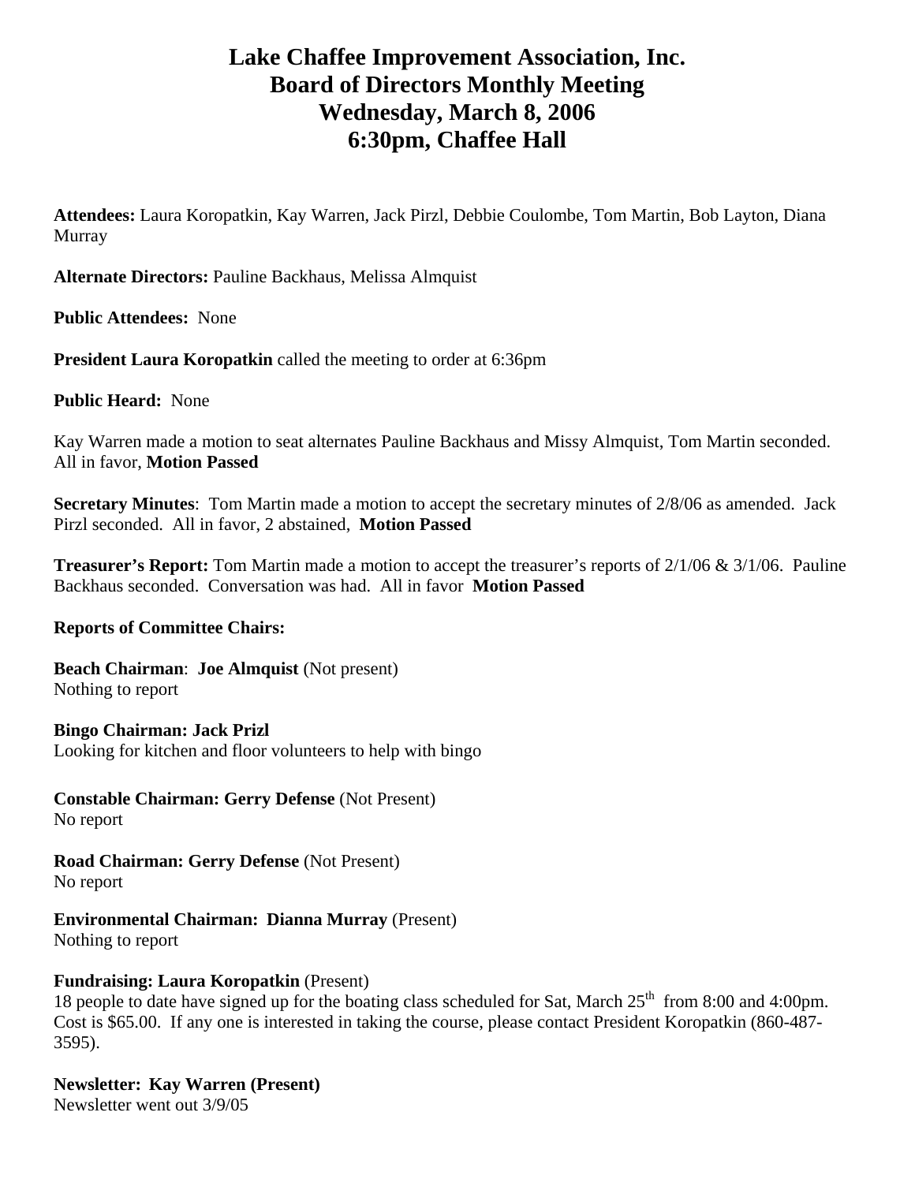# Lake Chaffee Improvement Association, Inc.
# Board of Directors Monthly Meeting
# Wednesday, March 8, 2006
# 6:30pm, Chaffee Hall

**Attendees:** Laura Koropatkin, Kay Warren, Jack Pirzl, Debbie Coulombe, Tom Martin, Bob Layton, Diana Murray

**Alternate Directors:** Pauline Backhaus, Melissa Almquist

**Public Attendees:** None

**President Laura Koropatkin** called the meeting to order at 6:36pm

**Public Heard:** None

Kay Warren made a motion to seat alternates Pauline Backhaus and Missy Almquist, Tom Martin seconded. All in favor, **Motion Passed**

**Secretary Minutes**: Tom Martin made a motion to accept the secretary minutes of 2/8/06 as amended. Jack Pirzl seconded. All in favor, 2 abstained, **Motion Passed**

**Treasurer's Report:** Tom Martin made a motion to accept the treasurer's reports of 2/1/06 & 3/1/06. Pauline Backhaus seconded. Conversation was had. All in favor **Motion Passed**

**Reports of Committee Chairs:**

**Beach Chairman**: **Joe Almquist** (Not present)
Nothing to report

**Bingo Chairman: Jack Prizl**
Looking for kitchen and floor volunteers to help with bingo

**Constable Chairman: Gerry Defense** (Not Present)
No report

**Road Chairman: Gerry Defense** (Not Present)
No report

**Environmental Chairman: Dianna Murray** (Present)
Nothing to report

**Fundraising: Laura Koropatkin** (Present)
18 people to date have signed up for the boating class scheduled for Sat, March 25th from 8:00 and 4:00pm. Cost is $65.00. If any one is interested in taking the course, please contact President Koropatkin (860-487-3595).

**Newsletter: Kay Warren (Present)**
Newsletter went out 3/9/05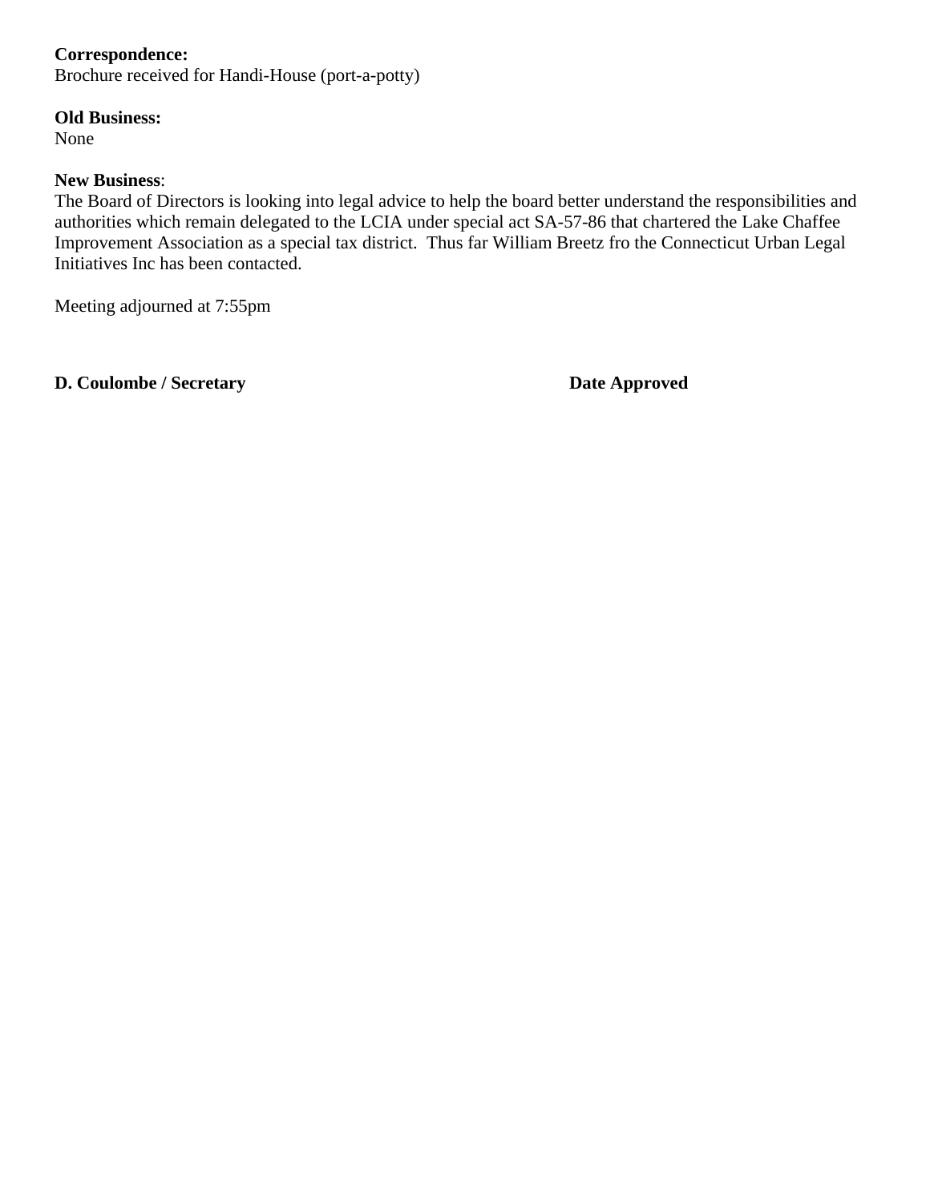**Correspondence:**
Brochure received for Handi-House (port-a-potty)

**Old Business:**
None

**New Business**:
The Board of Directors is looking into legal advice to help the board better understand the responsibilities and authorities which remain delegated to the LCIA under special act SA-57-86 that chartered the Lake Chaffee Improvement Association as a special tax district. Thus far William Breetz fro the Connecticut Urban Legal Initiatives Inc has been contacted.

Meeting adjourned at 7:55pm

**D. Coulombe / Secretary** **Date Approved**